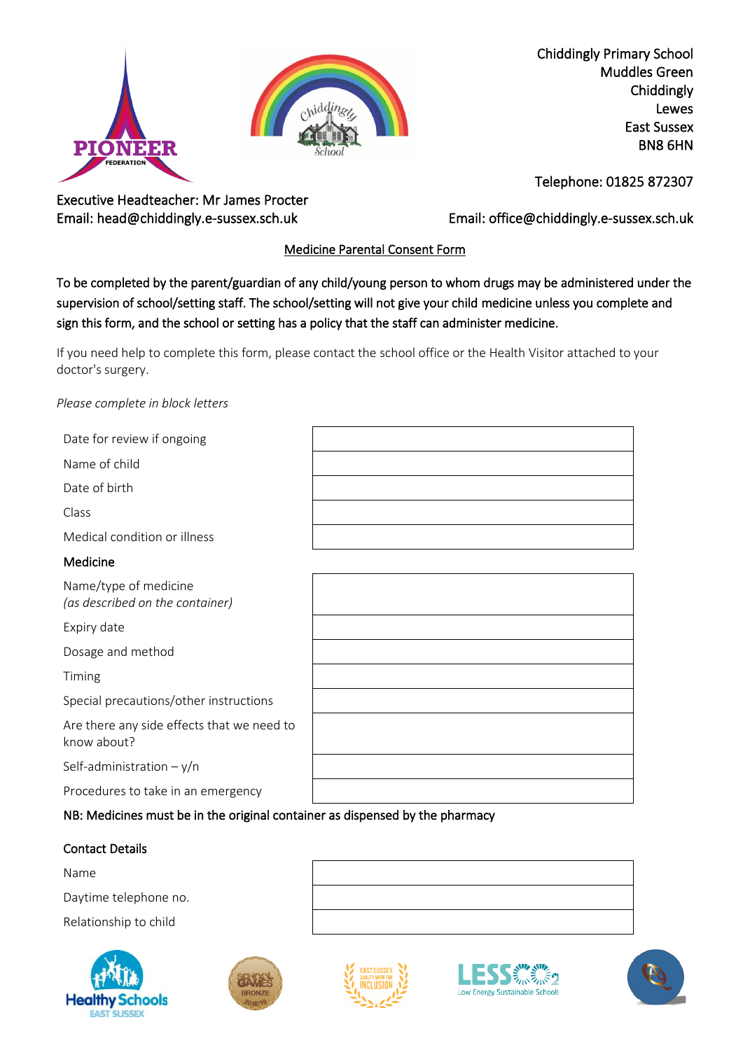Chiddingly Primary School
Muddles Green
Chiddingly
Lewes
East Sussex
BN8 6HN

Telephone: 01825 872307

Executive Headteacher: Mr James Procter
Email: head@chiddingly.e-sussex.sch.uk

Email: office@chiddingly.e-sussex.sch.uk

## Medicine Parental Consent Form

To be completed by the parent/guardian of any child/young person to whom drugs may be administered under the supervision of school/setting staff. The school/setting will not give your child medicine unless you complete and sign this form, and the school or setting has a policy that the staff can administer medicine.

If you need help to complete this form, please contact the school office or the Health Visitor attached to your doctor's surgery.

*Please complete in block letters*

| | |
|---|---|
| Date for review if ongoing | |
| Name of child | |
| Date of birth | |
| Class | |
| Medical condition or illness | |

**Medicine**

| | |
|---|---|
| Name/type of medicine *(as described on the container)* | |
| Expiry date | |
| Dosage and method | |
| Timing | |
| Special precautions/other instructions | |
| Are there any side effects that we need to know about? | |
| Self-administration – y/n | |
| Procedures to take in an emergency | |

NB: Medicines must be in the original container as dispensed by the pharmacy

**Contact Details**

| | |
|---|---|
| Name | |
| Daytime telephone no. | |
| Relationship to child | |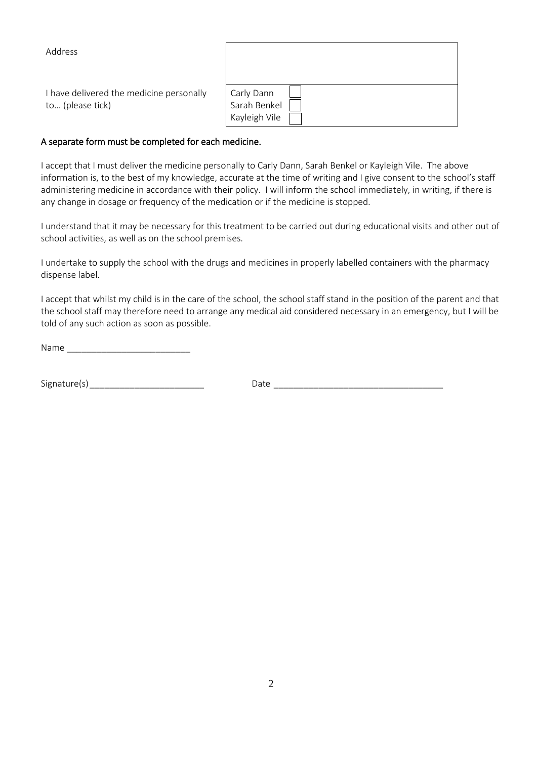| | |
|---|---|
| Address | |
| I have delivered the medicine personally to… (please tick) | Carly Dann ☐<br>Sarah Benkel ☐<br>Kayleigh Vile ☐ |

A separate form must be completed for each medicine.

I accept that I must deliver the medicine personally to Carly Dann, Sarah Benkel or Kayleigh Vile. The above information is, to the best of my knowledge, accurate at the time of writing and I give consent to the school's staff administering medicine in accordance with their policy. I will inform the school immediately, in writing, if there is any change in dosage or frequency of the medication or if the medicine is stopped.

I understand that it may be necessary for this treatment to be carried out during educational visits and other out of school activities, as well as on the school premises.

I undertake to supply the school with the drugs and medicines in properly labelled containers with the pharmacy dispense label.

I accept that whilst my child is in the care of the school, the school staff stand in the position of the parent and that the school staff may therefore need to arrange any medical aid considered necessary in an emergency, but I will be told of any such action as soon as possible.

Name _________________________

Signature(s) _______________________ Date __________________________________